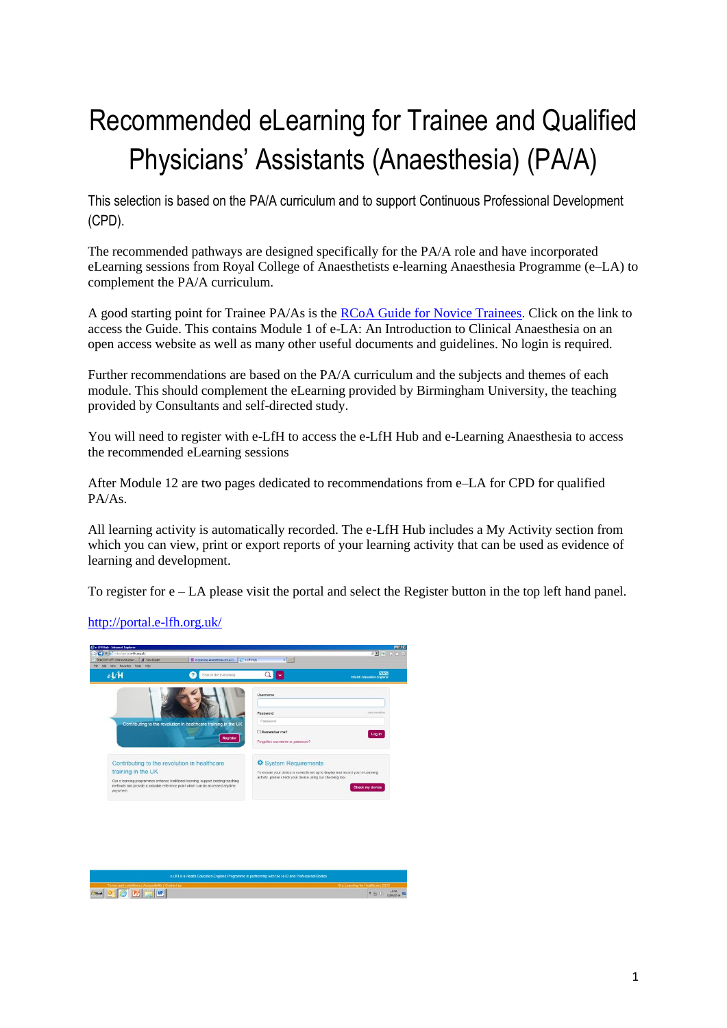# Recommended eLearning for Trainee and Qualified Physicians' Assistants (Anaesthesia) (PA/A)

This selection is based on the PA/A curriculum and to support Continuous Professional Development (CPD).

The recommended pathways are designed specifically for the PA/A role and have incorporated eLearning sessions from Royal College of Anaesthetists e-learning Anaesthesia Programme (e–LA) to complement the PA/A curriculum.

A good starting point for Trainee PA/As is the [RCoA Guide for Novice Trainees](). Click on the link to access the Guide. This contains Module 1 of e-LA: An Introduction to Clinical Anaesthesia on an open access website as well as many other useful documents and guidelines. No login is required.

Further recommendations are based on the PA/A curriculum and the subjects and themes of each module. This should complement the eLearning provided by Birmingham University, the teaching provided by Consultants and self-directed study.

You will need to register with e-LfH to access the e-LfH Hub and e-Learning Anaesthesia to access the recommended eLearning sessions

After Module 12 are two pages dedicated to recommendations from e–LA for CPD for qualified PA/As.

All learning activity is automatically recorded. The e-LfH Hub includes a My Activity section from which you can view, print or export reports of your learning activity that can be used as evidence of learning and development.

To register for e – LA please visit the portal and select the Register button in the top left hand panel.

[http://portal.e-lfh.org.uk/](http://portal.e-lfh.org.uk/)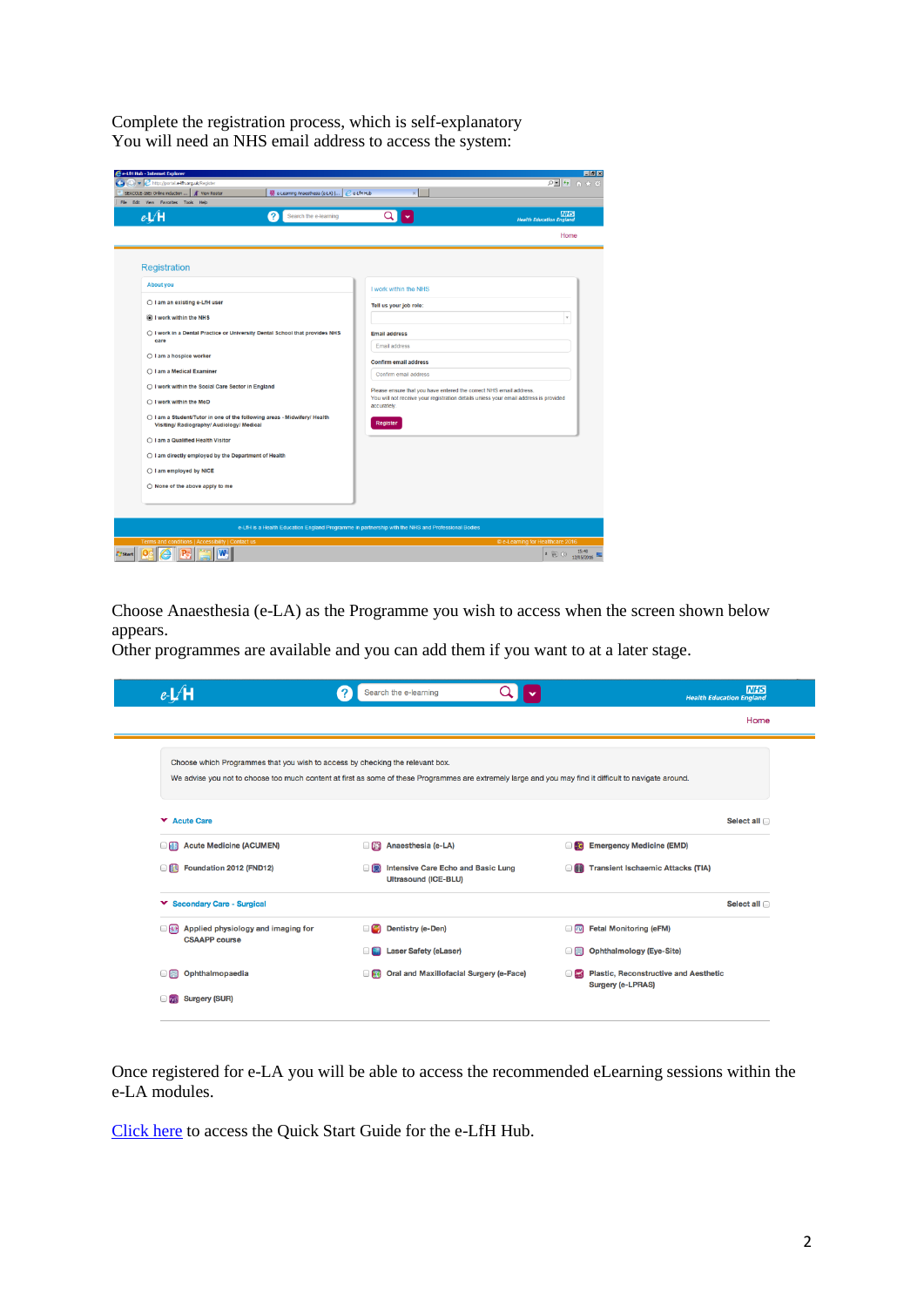Complete the registration process, which is self-explanatory
You will need an NHS email address to access the system:

Choose Anaesthesia (e-LA) as the Programme you wish to access when the screen shown below appears.
Other programmes are available and you can add them if you want to at a later stage.

Once registered for e-LA you will be able to access the recommended eLearning sessions within the e-LA modules.

[Click here](#) to access the Quick Start Guide for the e-LfH Hub.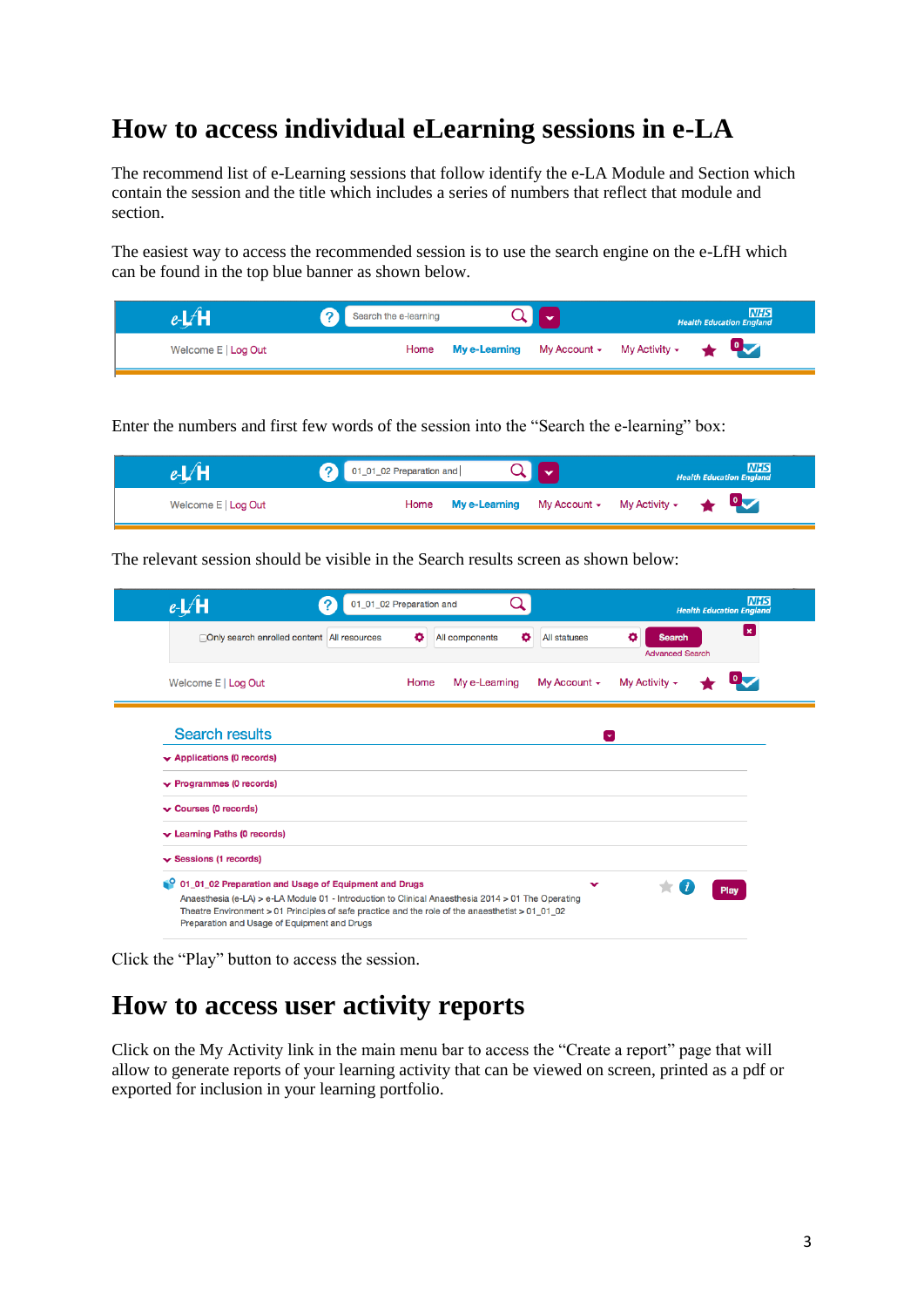# How to access individual eLearning sessions in e-LA

The recommend list of e-Learning sessions that follow identify the e-LA Module and Section which contain the session and the title which includes a series of numbers that reflect that module and section.

The easiest way to access the recommended session is to use the search engine on the e-LfH which can be found in the top blue banner as shown below.

Enter the numbers and first few words of the session into the "Search the e-learning" box:

The relevant session should be visible in the Search results screen as shown below:

Click the "Play" button to access the session.

# How to access user activity reports

Click on the My Activity link in the main menu bar to access the "Create a report" page that will allow to generate reports of your learning activity that can be viewed on screen, printed as a pdf or exported for inclusion in your learning portfolio.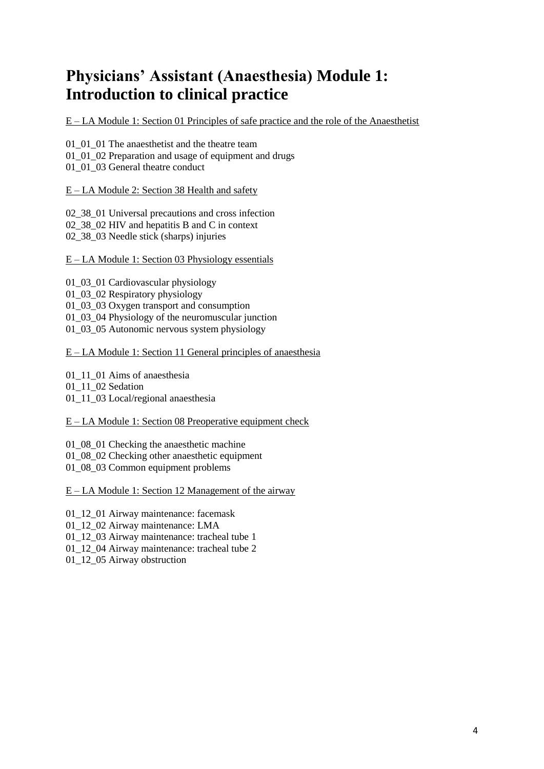# Physicians' Assistant (Anaesthesia) Module 1: Introduction to clinical practice

E – LA Module 1: Section 01 Principles of safe practice and the role of the Anaesthetist

01_01_01 The anaesthetist and the theatre team
01_01_02 Preparation and usage of equipment and drugs
01_01_03 General theatre conduct

E – LA Module 2: Section 38 Health and safety

02_38_01 Universal precautions and cross infection
02_38_02 HIV and hepatitis B and C in context
02_38_03 Needle stick (sharps) injuries

E – LA Module 1: Section 03 Physiology essentials

01_03_01 Cardiovascular physiology
01_03_02 Respiratory physiology
01_03_03 Oxygen transport and consumption
01_03_04 Physiology of the neuromuscular junction
01_03_05 Autonomic nervous system physiology

E – LA Module 1: Section 11 General principles of anaesthesia

01_11_01 Aims of anaesthesia
01_11_02 Sedation
01_11_03 Local/regional anaesthesia

E – LA Module 1: Section 08 Preoperative equipment check

01_08_01 Checking the anaesthetic machine
01_08_02 Checking other anaesthetic equipment
01_08_03 Common equipment problems

E – LA Module 1: Section 12 Management of the airway

01_12_01 Airway maintenance: facemask
01_12_02 Airway maintenance: LMA
01_12_03 Airway maintenance: tracheal tube 1
01_12_04 Airway maintenance: tracheal tube 2
01_12_05 Airway obstruction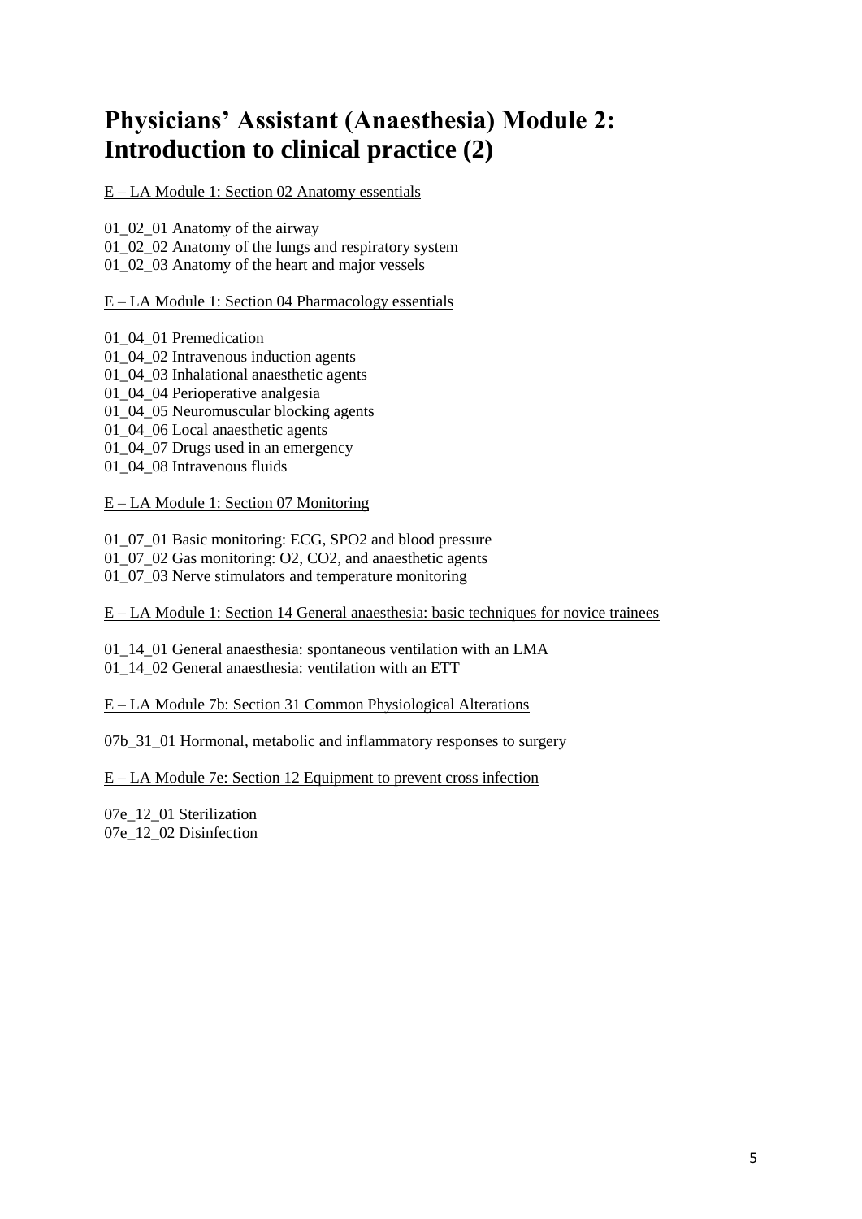# Physicians' Assistant (Anaesthesia) Module 2: Introduction to clinical practice (2)

E – LA Module 1: Section 02 Anatomy essentials

01_02_01 Anatomy of the airway
01_02_02 Anatomy of the lungs and respiratory system
01_02_03 Anatomy of the heart and major vessels

E – LA Module 1: Section 04 Pharmacology essentials

01_04_01 Premedication
01_04_02 Intravenous induction agents
01_04_03 Inhalational anaesthetic agents
01_04_04 Perioperative analgesia
01_04_05 Neuromuscular blocking agents
01_04_06 Local anaesthetic agents
01_04_07 Drugs used in an emergency
01_04_08 Intravenous fluids

E – LA Module 1: Section 07 Monitoring

01_07_01 Basic monitoring: ECG, SPO2 and blood pressure
01_07_02 Gas monitoring: O2, CO2, and anaesthetic agents
01_07_03 Nerve stimulators and temperature monitoring

E – LA Module 1: Section 14 General anaesthesia: basic techniques for novice trainees

01_14_01 General anaesthesia: spontaneous ventilation with an LMA
01_14_02 General anaesthesia: ventilation with an ETT

E – LA Module 7b: Section 31 Common Physiological Alterations

07b_31_01 Hormonal, metabolic and inflammatory responses to surgery

E – LA Module 7e: Section 12 Equipment to prevent cross infection

07e_12_01 Sterilization
07e_12_02 Disinfection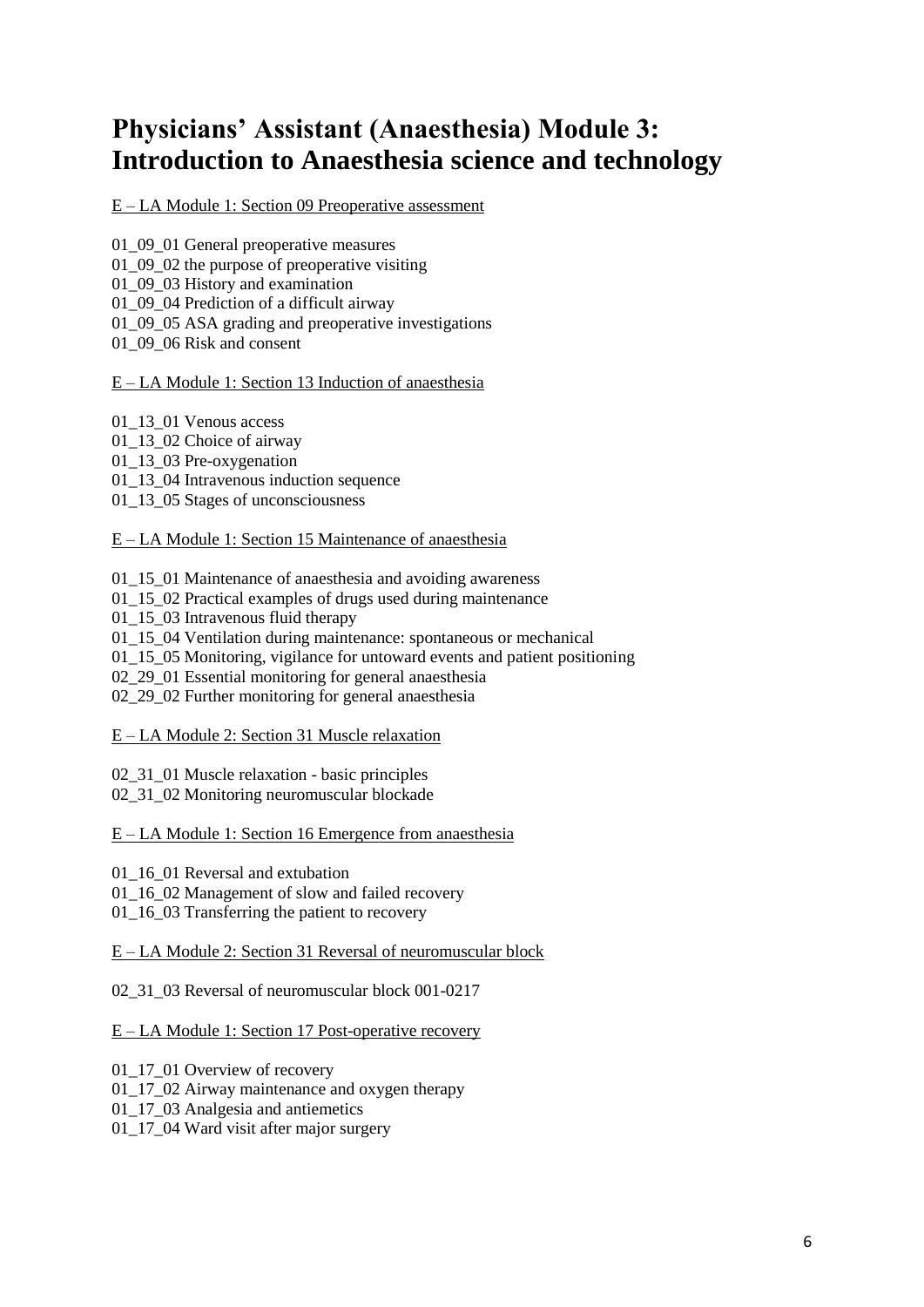# Physicians' Assistant (Anaesthesia) Module 3: Introduction to Anaesthesia science and technology

E – LA Module 1: Section 09 Preoperative assessment

01_09_01 General preoperative measures
01_09_02 the purpose of preoperative visiting
01_09_03 History and examination
01_09_04 Prediction of a difficult airway
01_09_05 ASA grading and preoperative investigations
01_09_06 Risk and consent

E – LA Module 1: Section 13 Induction of anaesthesia

01_13_01 Venous access
01_13_02 Choice of airway
01_13_03 Pre-oxygenation
01_13_04 Intravenous induction sequence
01_13_05 Stages of unconsciousness

E – LA Module 1: Section 15 Maintenance of anaesthesia

01_15_01 Maintenance of anaesthesia and avoiding awareness
01_15_02 Practical examples of drugs used during maintenance
01_15_03 Intravenous fluid therapy
01_15_04 Ventilation during maintenance: spontaneous or mechanical
01_15_05 Monitoring, vigilance for untoward events and patient positioning
02_29_01 Essential monitoring for general anaesthesia
02_29_02 Further monitoring for general anaesthesia

E – LA Module 2: Section 31 Muscle relaxation

02_31_01 Muscle relaxation - basic principles
02_31_02 Monitoring neuromuscular blockade

E – LA Module 1: Section 16 Emergence from anaesthesia

01_16_01 Reversal and extubation
01_16_02 Management of slow and failed recovery
01_16_03 Transferring the patient to recovery

E – LA Module 2: Section 31 Reversal of neuromuscular block

02_31_03 Reversal of neuromuscular block 001-0217

E – LA Module 1: Section 17 Post-operative recovery

01_17_01 Overview of recovery
01_17_02 Airway maintenance and oxygen therapy
01_17_03 Analgesia and antiemetics
01_17_04 Ward visit after major surgery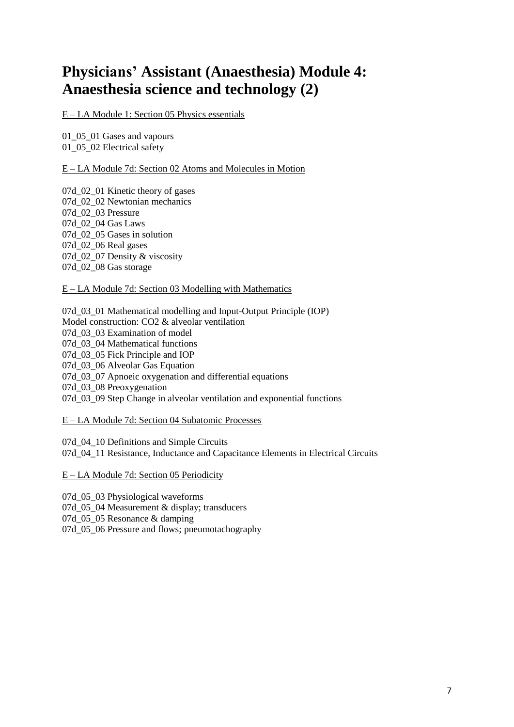# Physicians' Assistant (Anaesthesia) Module 4: Anaesthesia science and technology (2)

<u>E – LA Module 1: Section 05 Physics essentials</u>

01_05_01 Gases and vapours
01_05_02 Electrical safety

<u>E – LA Module 7d: Section 02 Atoms and Molecules in Motion</u>

07d_02_01 Kinetic theory of gases
07d_02_02 Newtonian mechanics
07d_02_03 Pressure
07d_02_04 Gas Laws
07d_02_05 Gases in solution
07d_02_06 Real gases
07d_02_07 Density & viscosity
07d_02_08 Gas storage

<u>E – LA Module 7d: Section 03 Modelling with Mathematics</u>

07d_03_01 Mathematical modelling and Input-Output Principle (IOP)
Model construction: $CO_2$ & alveolar ventilation
07d_03_03 Examination of model
07d_03_04 Mathematical functions
07d_03_05 Fick Principle and IOP
07d_03_06 Alveolar Gas Equation
07d_03_07 Apnoeic oxygenation and differential equations
07d_03_08 Preoxygenation
07d_03_09 Step Change in alveolar ventilation and exponential functions

<u>E – LA Module 7d: Section 04 Subatomic Processes</u>

07d_04_10 Definitions and Simple Circuits
07d_04_11 Resistance, Inductance and Capacitance Elements in Electrical Circuits

<u>E – LA Module 7d: Section 05 Periodicity</u>

07d_05_03 Physiological waveforms
07d_05_04 Measurement & display; transducers
07d_05_05 Resonance & damping
07d_05_06 Pressure and flows; pneumotachography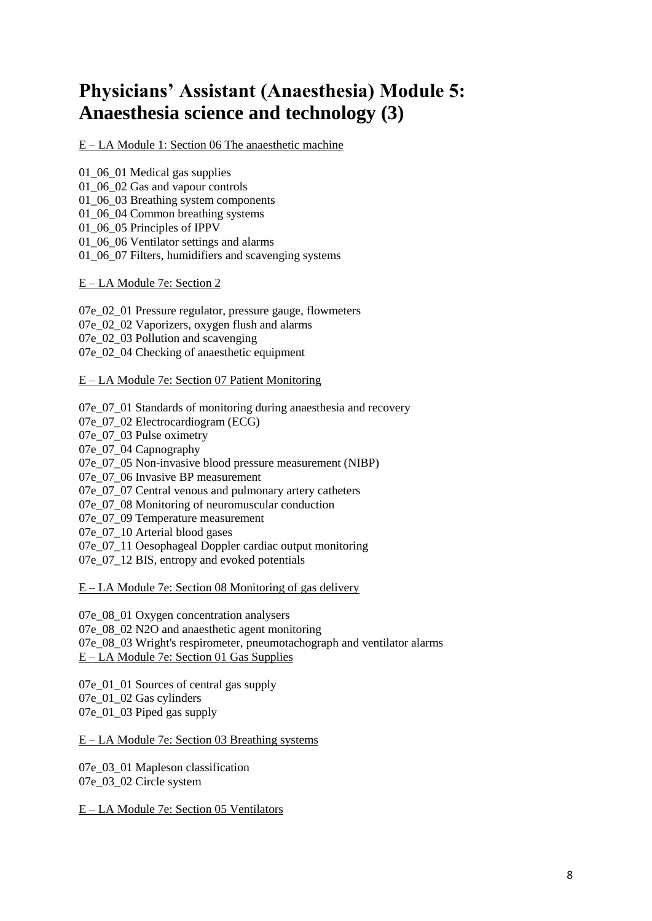# Physicians' Assistant (Anaesthesia) Module 5: Anaesthesia science and technology (3)

E – LA Module 1: Section 06 The anaesthetic machine

01_06_01 Medical gas supplies
01_06_02 Gas and vapour controls
01_06_03 Breathing system components
01_06_04 Common breathing systems
01_06_05 Principles of IPPV
01_06_06 Ventilator settings and alarms
01_06_07 Filters, humidifiers and scavenging systems

E – LA Module 7e: Section 2

07e_02_01 Pressure regulator, pressure gauge, flowmeters
07e_02_02 Vaporizers, oxygen flush and alarms
07e_02_03 Pollution and scavenging
07e_02_04 Checking of anaesthetic equipment

E – LA Module 7e: Section 07 Patient Monitoring

07e_07_01 Standards of monitoring during anaesthesia and recovery
07e_07_02 Electrocardiogram (ECG)
07e_07_03 Pulse oximetry
07e_07_04 Capnography
07e_07_05 Non-invasive blood pressure measurement (NIBP)
07e_07_06 Invasive BP measurement
07e_07_07 Central venous and pulmonary artery catheters
07e_07_08 Monitoring of neuromuscular conduction
07e_07_09 Temperature measurement
07e_07_10 Arterial blood gases
07e_07_11 Oesophageal Doppler cardiac output monitoring
07e_07_12 BIS, entropy and evoked potentials

E – LA Module 7e: Section 08 Monitoring of gas delivery

07e_08_01 Oxygen concentration analysers
07e_08_02 N2O and anaesthetic agent monitoring
07e_08_03 Wright's respirometer, pneumotachograph and ventilator alarms

E – LA Module 7e: Section 01 Gas Supplies

07e_01_01 Sources of central gas supply
07e_01_02 Gas cylinders
07e_01_03 Piped gas supply

E – LA Module 7e: Section 03 Breathing systems

07e_03_01 Mapleson classification
07e_03_02 Circle system

E – LA Module 7e: Section 05 Ventilators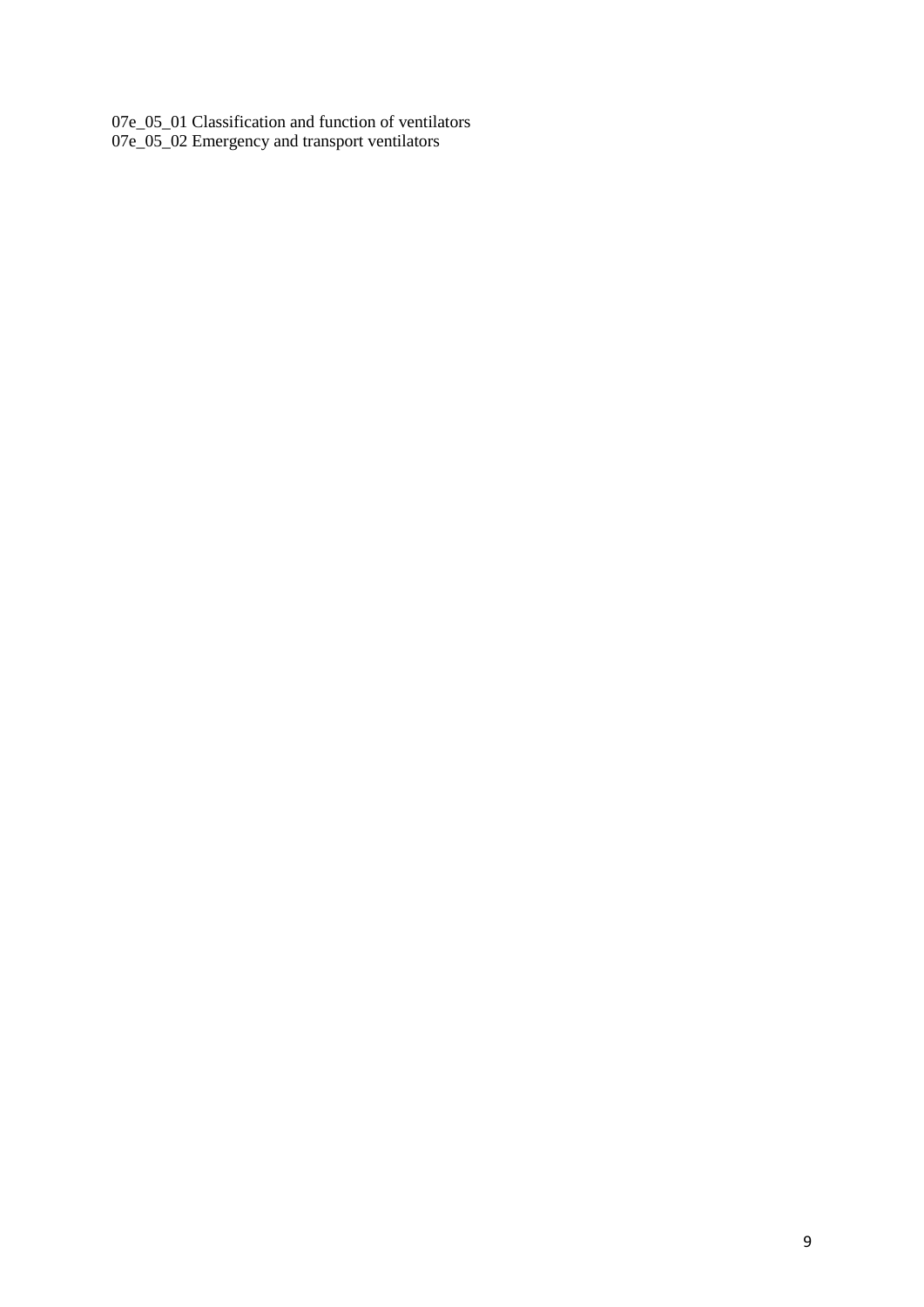07e_05_01 Classification and function of ventilators
07e_05_02 Emergency and transport ventilators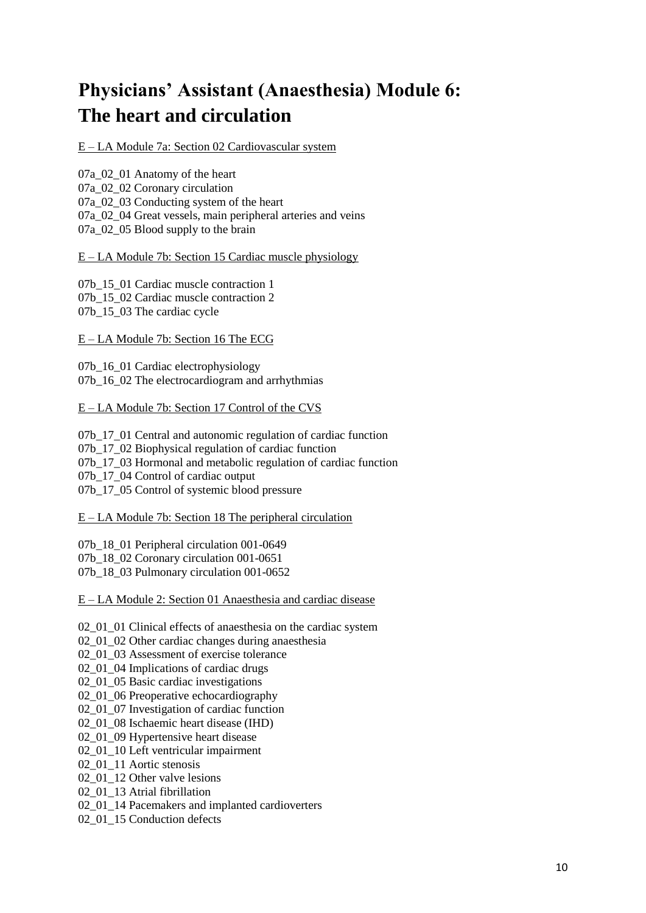# Physicians' Assistant (Anaesthesia) Module 6: The heart and circulation

E – LA Module 7a: Section 02 Cardiovascular system

07a_02_01 Anatomy of the heart
07a_02_02 Coronary circulation
07a_02_03 Conducting system of the heart
07a_02_04 Great vessels, main peripheral arteries and veins
07a_02_05 Blood supply to the brain

E – LA Module 7b: Section 15 Cardiac muscle physiology

07b_15_01 Cardiac muscle contraction 1
07b_15_02 Cardiac muscle contraction 2
07b_15_03 The cardiac cycle

E – LA Module 7b: Section 16 The ECG

07b_16_01 Cardiac electrophysiology
07b_16_02 The electrocardiogram and arrhythmias

E – LA Module 7b: Section 17 Control of the CVS

07b_17_01 Central and autonomic regulation of cardiac function
07b_17_02 Biophysical regulation of cardiac function
07b_17_03 Hormonal and metabolic regulation of cardiac function
07b_17_04 Control of cardiac output
07b_17_05 Control of systemic blood pressure

E – LA Module 7b: Section 18 The peripheral circulation

07b_18_01 Peripheral circulation 001-0649
07b_18_02 Coronary circulation 001-0651
07b_18_03 Pulmonary circulation 001-0652

E – LA Module 2: Section 01 Anaesthesia and cardiac disease

02_01_01 Clinical effects of anaesthesia on the cardiac system
02_01_02 Other cardiac changes during anaesthesia
02_01_03 Assessment of exercise tolerance
02_01_04 Implications of cardiac drugs
02_01_05 Basic cardiac investigations
02_01_06 Preoperative echocardiography
02_01_07 Investigation of cardiac function
02_01_08 Ischaemic heart disease (IHD)
02_01_09 Hypertensive heart disease
02_01_10 Left ventricular impairment
02_01_11 Aortic stenosis
02_01_12 Other valve lesions
02_01_13 Atrial fibrillation
02_01_14 Pacemakers and implanted cardioverters
02_01_15 Conduction defects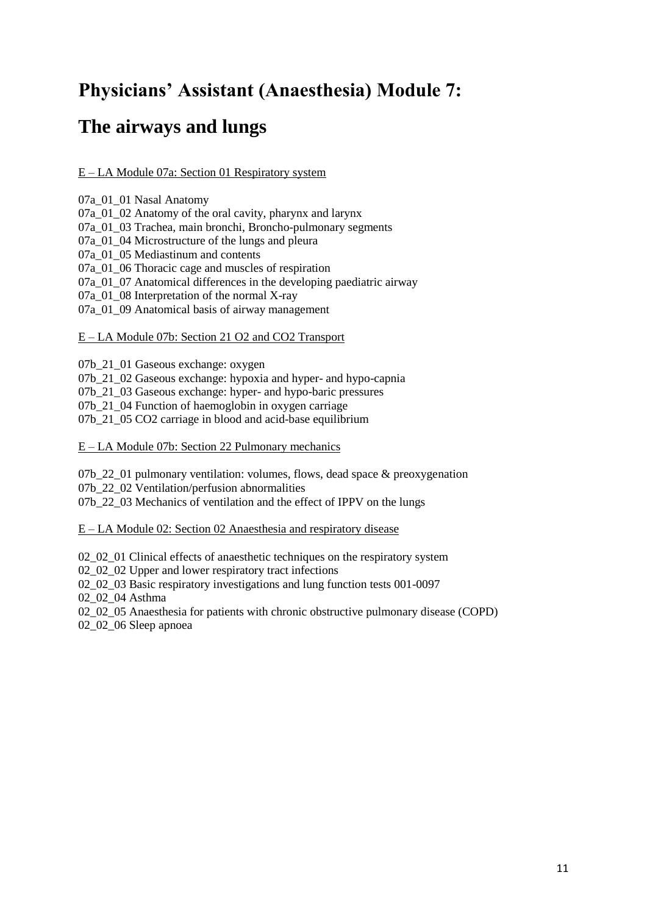# Physicians' Assistant (Anaesthesia) Module 7:

# The airways and lungs

E – LA Module 07a: Section 01 Respiratory system

07a_01_01 Nasal Anatomy
07a_01_02 Anatomy of the oral cavity, pharynx and larynx
07a_01_03 Trachea, main bronchi, Broncho-pulmonary segments
07a_01_04 Microstructure of the lungs and pleura
07a_01_05 Mediastinum and contents
07a_01_06 Thoracic cage and muscles of respiration
07a_01_07 Anatomical differences in the developing paediatric airway
07a_01_08 Interpretation of the normal X-ray
07a_01_09 Anatomical basis of airway management

E – LA Module 07b: Section 21 O2 and CO2 Transport

07b_21_01 Gaseous exchange: oxygen
07b_21_02 Gaseous exchange: hypoxia and hyper- and hypo-capnia
07b_21_03 Gaseous exchange: hyper- and hypo-baric pressures
07b_21_04 Function of haemoglobin in oxygen carriage
07b_21_05 CO2 carriage in blood and acid-base equilibrium

E – LA Module 07b: Section 22 Pulmonary mechanics

07b_22_01 pulmonary ventilation: volumes, flows, dead space & preoxygenation
07b_22_02 Ventilation/perfusion abnormalities
07b_22_03 Mechanics of ventilation and the effect of IPPV on the lungs

E – LA Module 02: Section 02 Anaesthesia and respiratory disease

02_02_01 Clinical effects of anaesthetic techniques on the respiratory system
02_02_02 Upper and lower respiratory tract infections
02_02_03 Basic respiratory investigations and lung function tests 001-0097
02_02_04 Asthma
02_02_05 Anaesthesia for patients with chronic obstructive pulmonary disease (COPD)
02_02_06 Sleep apnoea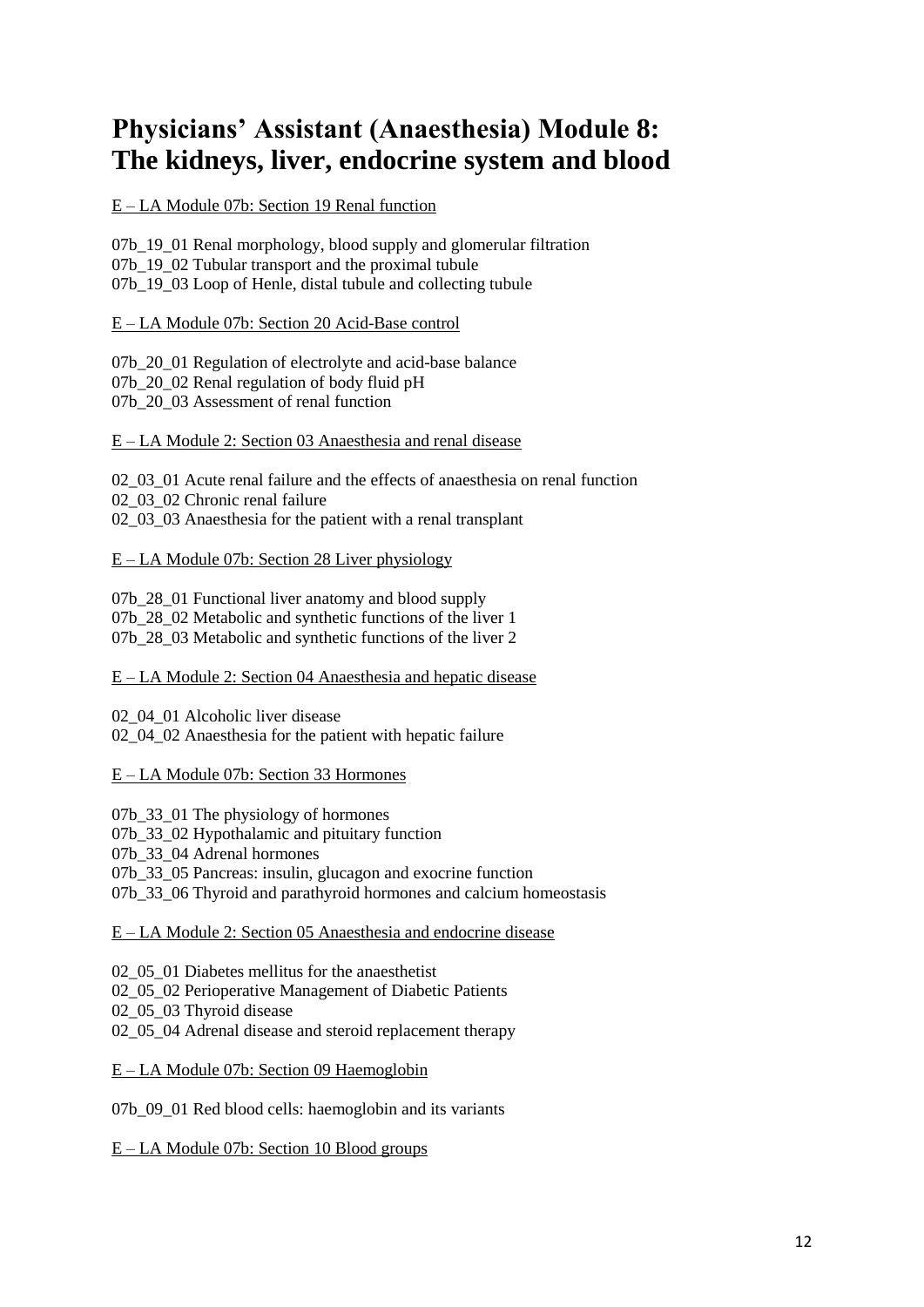# Physicians' Assistant (Anaesthesia) Module 8: The kidneys, liver, endocrine system and blood

E – LA Module 07b: Section 19 Renal function

07b_19_01 Renal morphology, blood supply and glomerular filtration
07b_19_02 Tubular transport and the proximal tubule
07b_19_03 Loop of Henle, distal tubule and collecting tubule

E – LA Module 07b: Section 20 Acid-Base control

07b_20_01 Regulation of electrolyte and acid-base balance
07b_20_02 Renal regulation of body fluid pH
07b_20_03 Assessment of renal function

E – LA Module 2: Section 03 Anaesthesia and renal disease

02_03_01 Acute renal failure and the effects of anaesthesia on renal function
02_03_02 Chronic renal failure
02_03_03 Anaesthesia for the patient with a renal transplant

E – LA Module 07b: Section 28 Liver physiology

07b_28_01 Functional liver anatomy and blood supply
07b_28_02 Metabolic and synthetic functions of the liver 1
07b_28_03 Metabolic and synthetic functions of the liver 2

E – LA Module 2: Section 04 Anaesthesia and hepatic disease

02_04_01 Alcoholic liver disease
02_04_02 Anaesthesia for the patient with hepatic failure

E – LA Module 07b: Section 33 Hormones

07b_33_01 The physiology of hormones
07b_33_02 Hypothalamic and pituitary function
07b_33_04 Adrenal hormones
07b_33_05 Pancreas: insulin, glucagon and exocrine function
07b_33_06 Thyroid and parathyroid hormones and calcium homeostasis

E – LA Module 2: Section 05 Anaesthesia and endocrine disease

02_05_01 Diabetes mellitus for the anaesthetist
02_05_02 Perioperative Management of Diabetic Patients
02_05_03 Thyroid disease
02_05_04 Adrenal disease and steroid replacement therapy

E – LA Module 07b: Section 09 Haemoglobin

07b_09_01 Red blood cells: haemoglobin and its variants

E – LA Module 07b: Section 10 Blood groups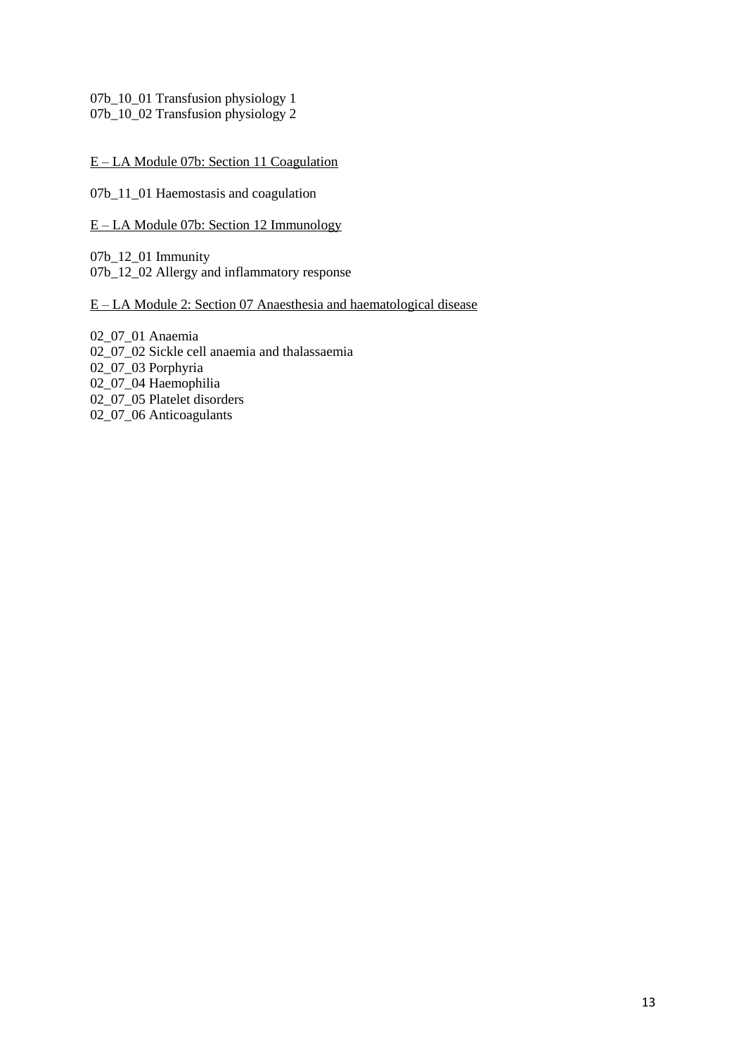07b_10_01 Transfusion physiology 1
07b_10_02 Transfusion physiology 2

<u>E – LA Module 07b: Section 11 Coagulation</u>

07b_11_01 Haemostasis and coagulation

<u>E – LA Module 07b: Section 12 Immunology</u>

07b_12_01 Immunity
07b_12_02 Allergy and inflammatory response

<u>E – LA Module 2: Section 07 Anaesthesia and haematological disease</u>

02_07_01 Anaemia
02_07_02 Sickle cell anaemia and thalassaemia
02_07_03 Porphyria
02_07_04 Haemophilia
02_07_05 Platelet disorders
02_07_06 Anticoagulants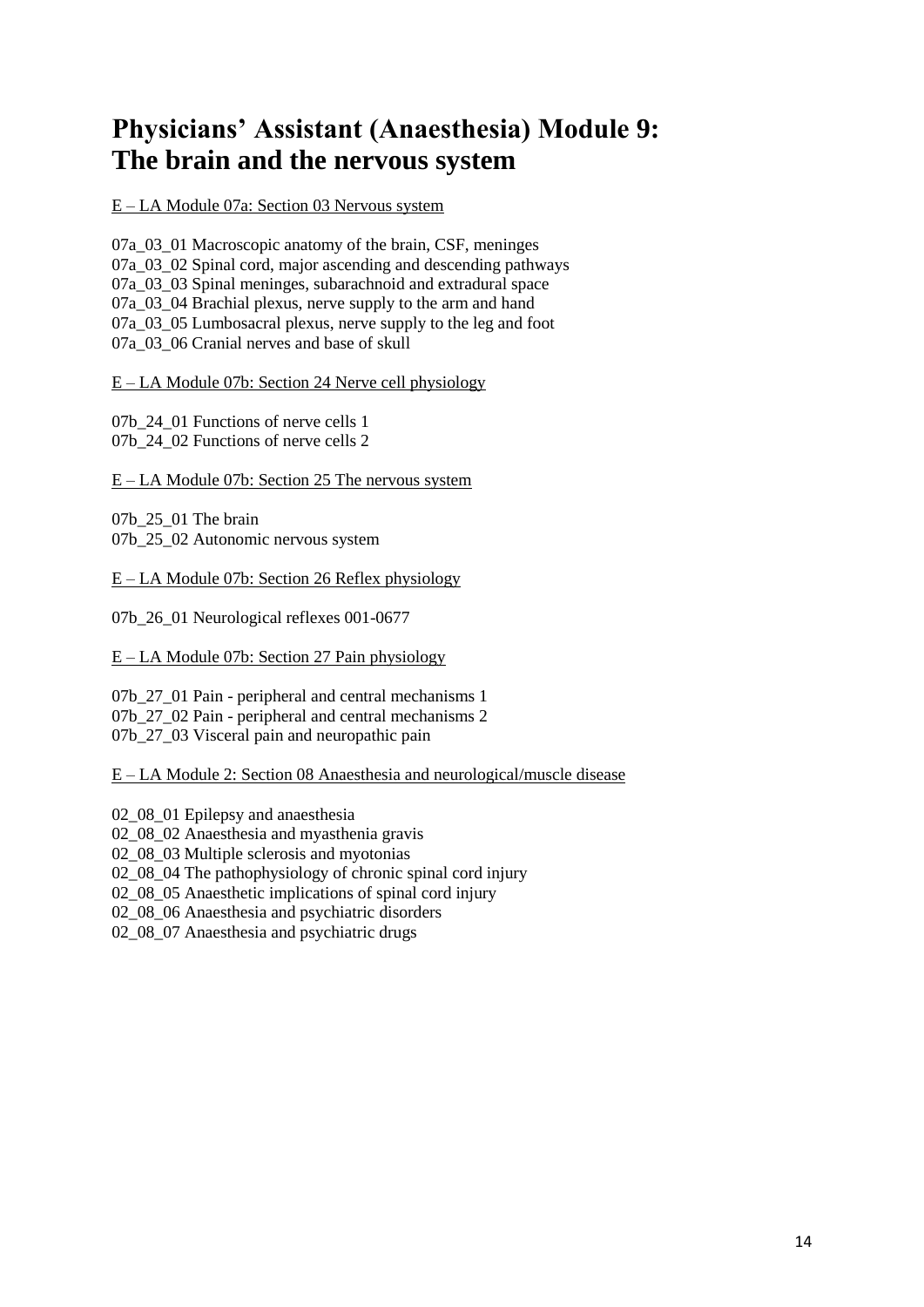# Physicians’ Assistant (Anaesthesia) Module 9: The brain and the nervous system

E – LA Module 07a: Section 03 Nervous system

07a_03_01 Macroscopic anatomy of the brain, CSF, meninges
07a_03_02 Spinal cord, major ascending and descending pathways
07a_03_03 Spinal meninges, subarachnoid and extradural space
07a_03_04 Brachial plexus, nerve supply to the arm and hand
07a_03_05 Lumbosacral plexus, nerve supply to the leg and foot
07a_03_06 Cranial nerves and base of skull

E – LA Module 07b: Section 24 Nerve cell physiology

07b_24_01 Functions of nerve cells 1
07b_24_02 Functions of nerve cells 2

E – LA Module 07b: Section 25 The nervous system

07b_25_01 The brain
07b_25_02 Autonomic nervous system

E – LA Module 07b: Section 26 Reflex physiology

07b_26_01 Neurological reflexes 001-0677

E – LA Module 07b: Section 27 Pain physiology

07b_27_01 Pain - peripheral and central mechanisms 1
07b_27_02 Pain - peripheral and central mechanisms 2
07b_27_03 Visceral pain and neuropathic pain

E – LA Module 2: Section 08 Anaesthesia and neurological/muscle disease

02_08_01 Epilepsy and anaesthesia
02_08_02 Anaesthesia and myasthenia gravis
02_08_03 Multiple sclerosis and myotonias
02_08_04 The pathophysiology of chronic spinal cord injury
02_08_05 Anaesthetic implications of spinal cord injury
02_08_06 Anaesthesia and psychiatric disorders
02_08_07 Anaesthesia and psychiatric drugs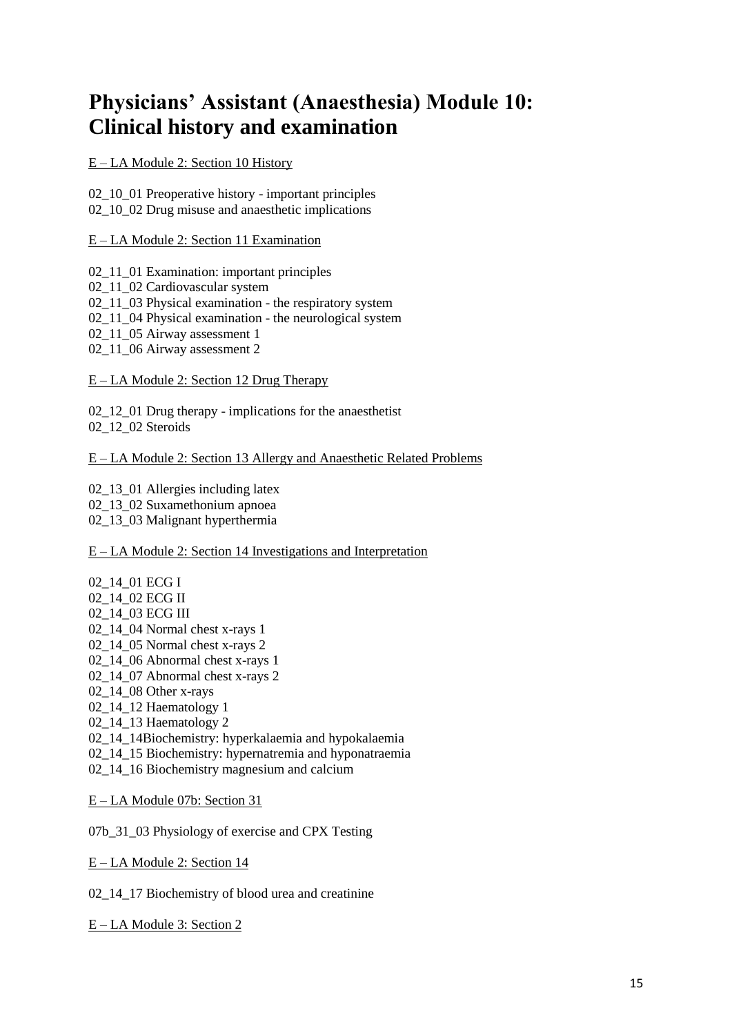# Physicians' Assistant (Anaesthesia) Module 10: Clinical history and examination

E – LA Module 2: Section 10 History

02_10_01 Preoperative history - important principles
02_10_02 Drug misuse and anaesthetic implications

E – LA Module 2: Section 11 Examination

02_11_01 Examination: important principles
02_11_02 Cardiovascular system
02_11_03 Physical examination - the respiratory system
02_11_04 Physical examination - the neurological system
02_11_05 Airway assessment 1
02_11_06 Airway assessment 2

E – LA Module 2: Section 12 Drug Therapy

02_12_01 Drug therapy - implications for the anaesthetist
02_12_02 Steroids

E – LA Module 2: Section 13 Allergy and Anaesthetic Related Problems

02_13_01 Allergies including latex
02_13_02 Suxamethonium apnoea
02_13_03 Malignant hyperthermia

E – LA Module 2: Section 14 Investigations and Interpretation

02_14_01 ECG I
02_14_02 ECG II
02_14_03 ECG III
02_14_04 Normal chest x-rays 1
02_14_05 Normal chest x-rays 2
02_14_06 Abnormal chest x-rays 1
02_14_07 Abnormal chest x-rays 2
02_14_08 Other x-rays
02_14_12 Haematology 1
02_14_13 Haematology 2
02_14_14Biochemistry: hyperkalaemia and hypokalaemia
02_14_15 Biochemistry: hypernatremia and hyponatraemia
02_14_16 Biochemistry magnesium and calcium

E – LA Module 07b: Section 31

07b_31_03 Physiology of exercise and CPX Testing

E – LA Module 2: Section 14

02_14_17 Biochemistry of blood urea and creatinine

E – LA Module 3: Section 2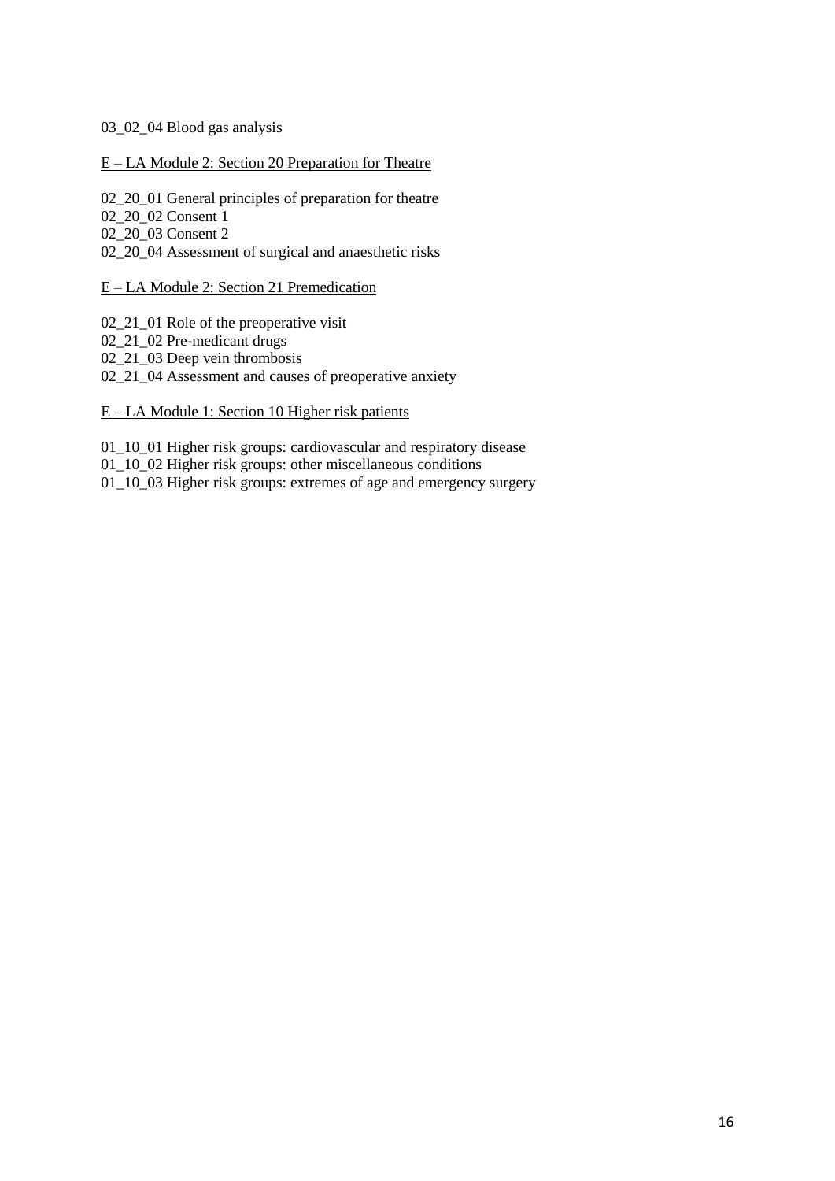03_02_04 Blood gas analysis

E – LA Module 2: Section 20 Preparation for Theatre

02_20_01 General principles of preparation for theatre
02_20_02 Consent 1
02_20_03 Consent 2
02_20_04 Assessment of surgical and anaesthetic risks

E – LA Module 2: Section 21 Premedication

02_21_01 Role of the preoperative visit
02_21_02 Pre-medicant drugs
02_21_03 Deep vein thrombosis
02_21_04 Assessment and causes of preoperative anxiety

E – LA Module 1: Section 10 Higher risk patients

01_10_01 Higher risk groups: cardiovascular and respiratory disease
01_10_02 Higher risk groups: other miscellaneous conditions
01_10_03 Higher risk groups: extremes of age and emergency surgery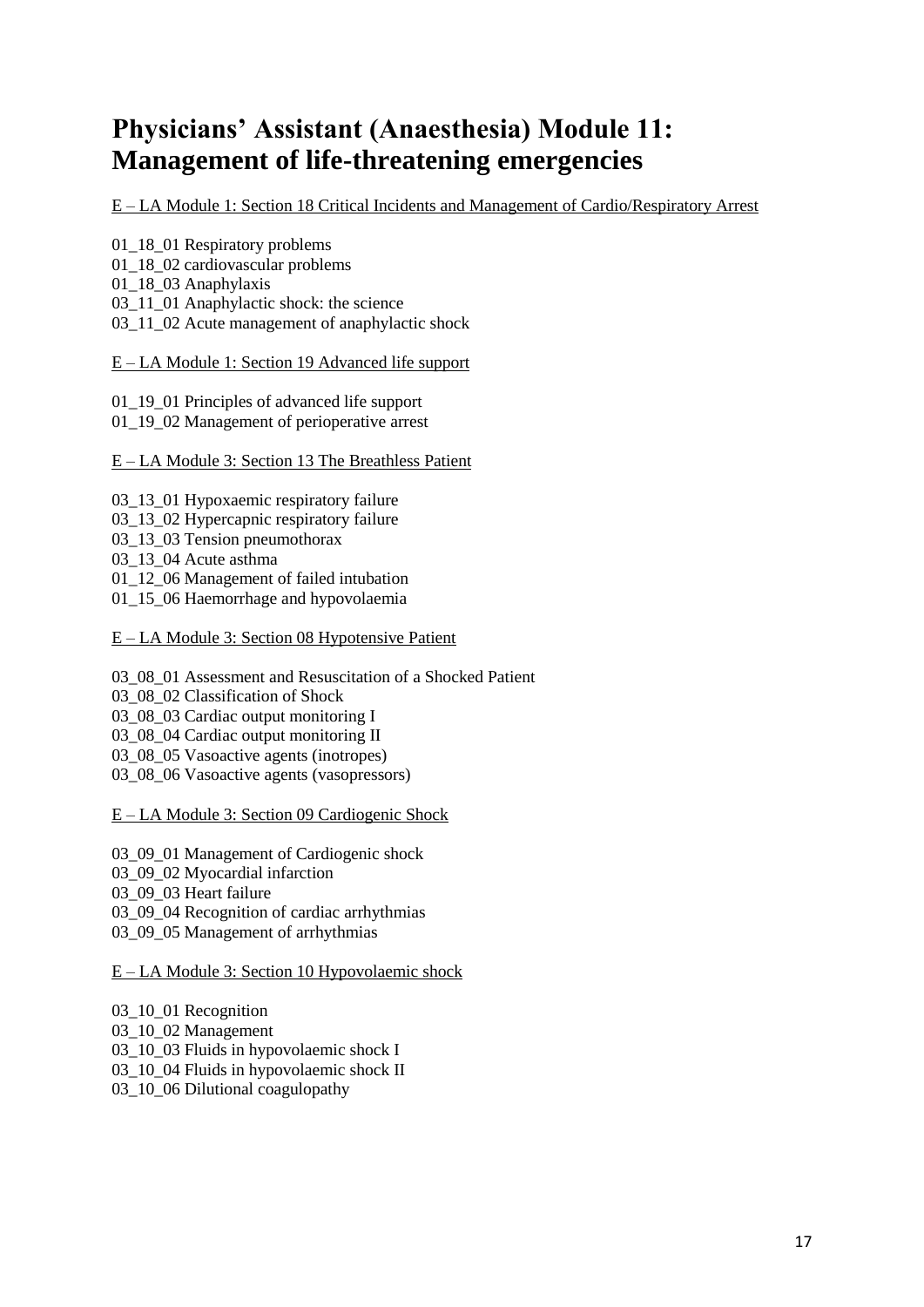# Physicians' Assistant (Anaesthesia) Module 11: Management of life-threatening emergencies

E – LA Module 1: Section 18 Critical Incidents and Management of Cardio/Respiratory Arrest

01_18_01 Respiratory problems
01_18_02 cardiovascular problems
01_18_03 Anaphylaxis
03_11_01 Anaphylactic shock: the science
03_11_02 Acute management of anaphylactic shock

E – LA Module 1: Section 19 Advanced life support

01_19_01 Principles of advanced life support
01_19_02 Management of perioperative arrest

E – LA Module 3: Section 13 The Breathless Patient

03_13_01 Hypoxaemic respiratory failure
03_13_02 Hypercapnic respiratory failure
03_13_03 Tension pneumothorax
03_13_04 Acute asthma
01_12_06 Management of failed intubation
01_15_06 Haemorrhage and hypovolaemia

E – LA Module 3: Section 08 Hypotensive Patient

03_08_01 Assessment and Resuscitation of a Shocked Patient
03_08_02 Classification of Shock
03_08_03 Cardiac output monitoring I
03_08_04 Cardiac output monitoring II
03_08_05 Vasoactive agents (inotropes)
03_08_06 Vasoactive agents (vasopressors)

E – LA Module 3: Section 09 Cardiogenic Shock

03_09_01 Management of Cardiogenic shock
03_09_02 Myocardial infarction
03_09_03 Heart failure
03_09_04 Recognition of cardiac arrhythmias
03_09_05 Management of arrhythmias

E – LA Module 3: Section 10 Hypovolaemic shock

03_10_01 Recognition
03_10_02 Management
03_10_03 Fluids in hypovolaemic shock I
03_10_04 Fluids in hypovolaemic shock II
03_10_06 Dilutional coagulopathy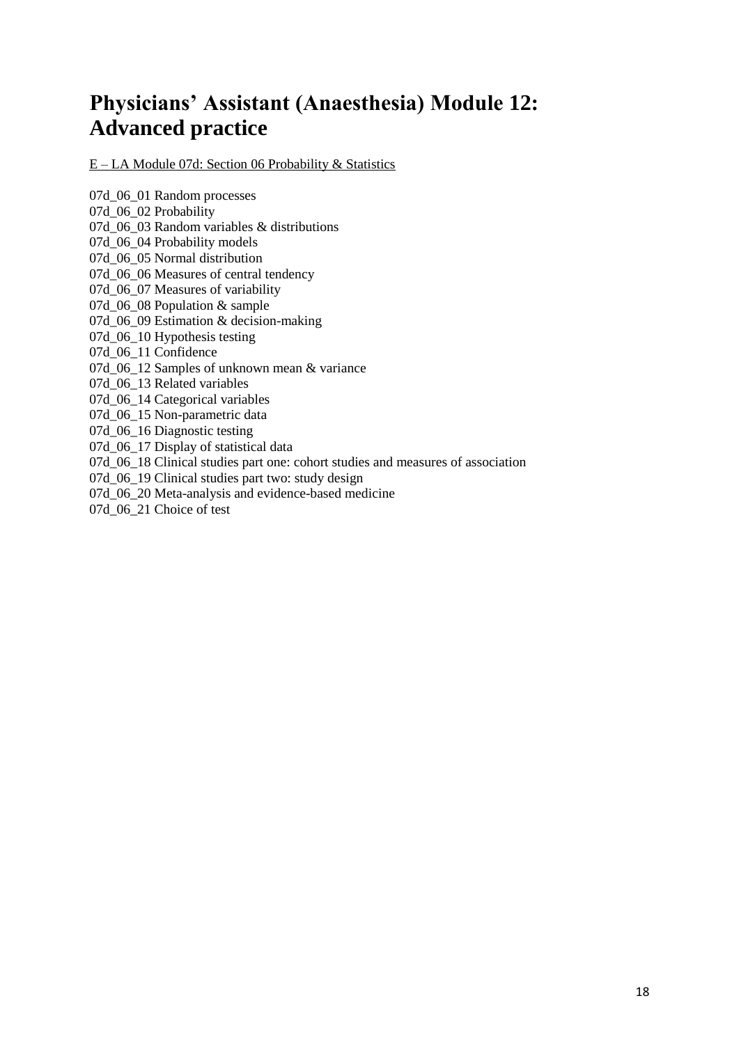# Physicians' Assistant (Anaesthesia) Module 12: Advanced practice

E – LA Module 07d: Section 06 Probability & Statistics

07d_06_01 Random processes
07d_06_02 Probability
07d_06_03 Random variables & distributions
07d_06_04 Probability models
07d_06_05 Normal distribution
07d_06_06 Measures of central tendency
07d_06_07 Measures of variability
07d_06_08 Population & sample
07d_06_09 Estimation & decision-making
07d_06_10 Hypothesis testing
07d_06_11 Confidence
07d_06_12 Samples of unknown mean & variance
07d_06_13 Related variables
07d_06_14 Categorical variables
07d_06_15 Non-parametric data
07d_06_16 Diagnostic testing
07d_06_17 Display of statistical data
07d_06_18 Clinical studies part one: cohort studies and measures of association
07d_06_19 Clinical studies part two: study design
07d_06_20 Meta-analysis and evidence-based medicine
07d_06_21 Choice of test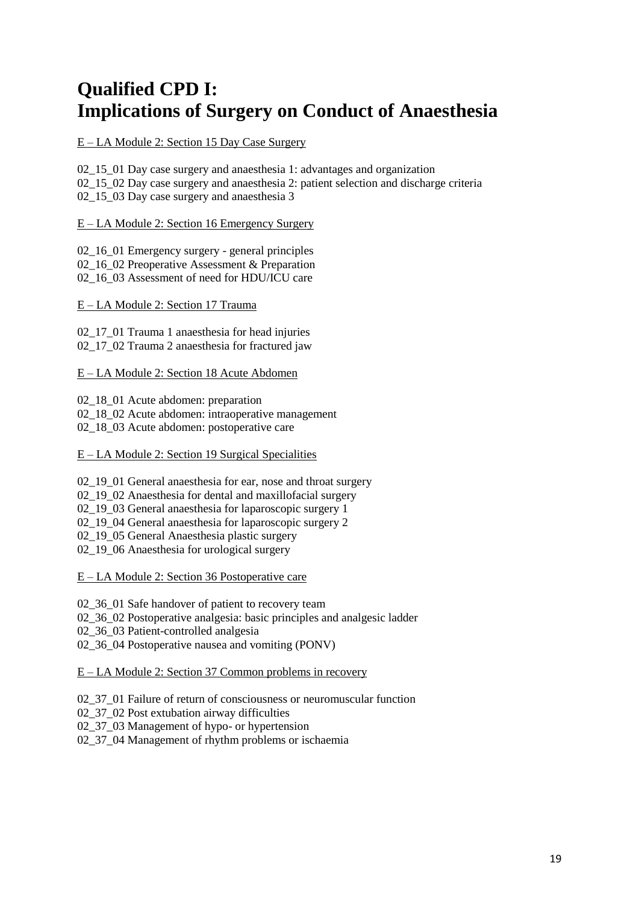# Qualified CPD I: Implications of Surgery on Conduct of Anaesthesia

<u>E – LA Module 2: Section 15 Day Case Surgery</u>

02_15_01 Day case surgery and anaesthesia 1: advantages and organization
02_15_02 Day case surgery and anaesthesia 2: patient selection and discharge criteria
02_15_03 Day case surgery and anaesthesia 3

<u>E – LA Module 2: Section 16 Emergency Surgery</u>

02_16_01 Emergency surgery - general principles
02_16_02 Preoperative Assessment & Preparation
02_16_03 Assessment of need for HDU/ICU care

<u>E – LA Module 2: Section 17 Trauma</u>

02_17_01 Trauma 1 anaesthesia for head injuries
02_17_02 Trauma 2 anaesthesia for fractured jaw

<u>E – LA Module 2: Section 18 Acute Abdomen</u>

02_18_01 Acute abdomen: preparation
02_18_02 Acute abdomen: intraoperative management
02_18_03 Acute abdomen: postoperative care

<u>E – LA Module 2: Section 19 Surgical Specialities</u>

02_19_01 General anaesthesia for ear, nose and throat surgery
02_19_02 Anaesthesia for dental and maxillofacial surgery
02_19_03 General anaesthesia for laparoscopic surgery 1
02_19_04 General anaesthesia for laparoscopic surgery 2
02_19_05 General Anaesthesia plastic surgery
02_19_06 Anaesthesia for urological surgery

<u>E – LA Module 2: Section 36 Postoperative care</u>

02_36_01 Safe handover of patient to recovery team
02_36_02 Postoperative analgesia: basic principles and analgesic ladder
02_36_03 Patient-controlled analgesia
02_36_04 Postoperative nausea and vomiting (PONV)

<u>E – LA Module 2: Section 37 Common problems in recovery</u>

02_37_01 Failure of return of consciousness or neuromuscular function
02_37_02 Post extubation airway difficulties
02_37_03 Management of hypo- or hypertension
02_37_04 Management of rhythm problems or ischaemia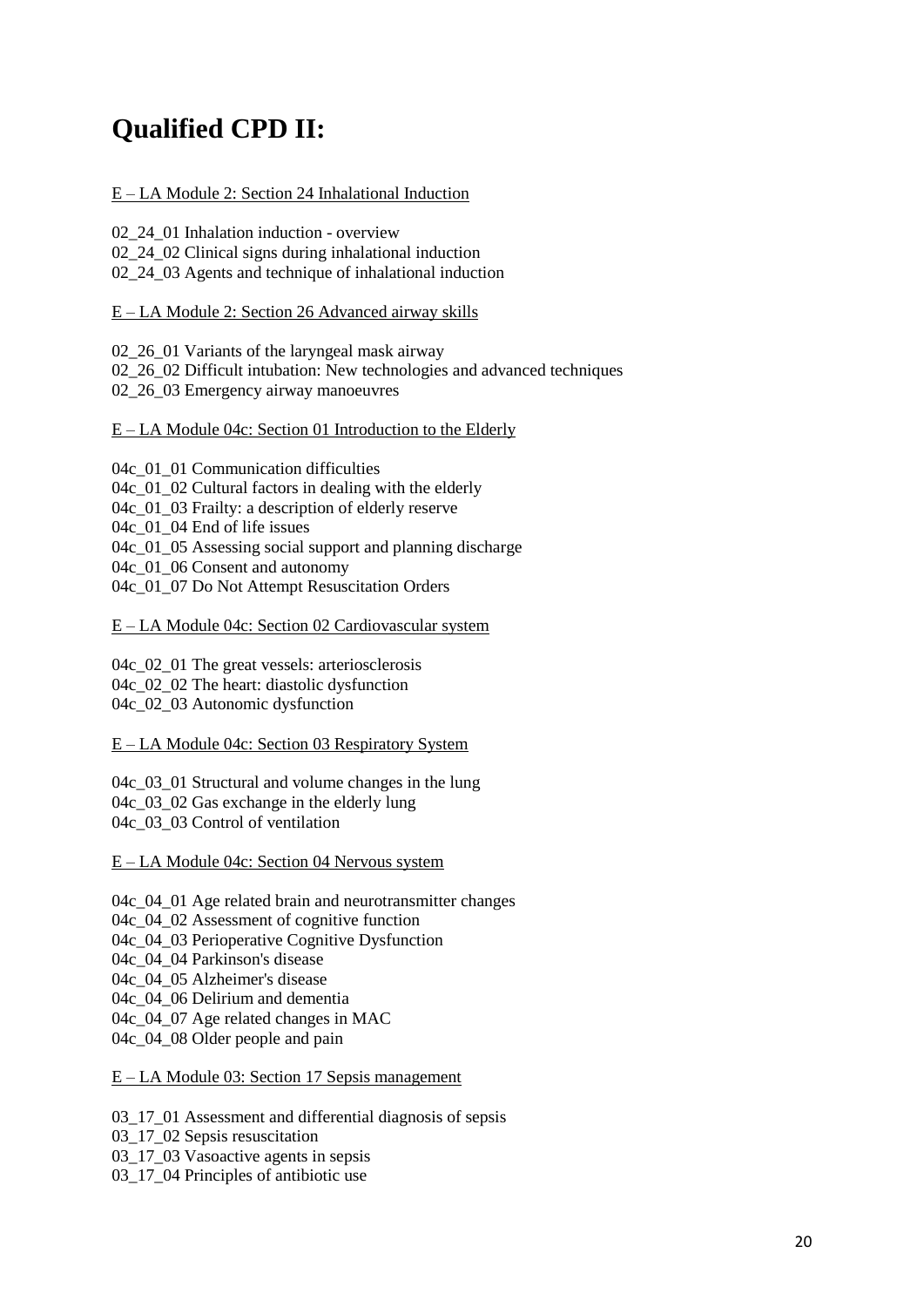# Qualified CPD II:

E – LA Module 2: Section 24 Inhalational Induction

02_24_01 Inhalation induction - overview
02_24_02 Clinical signs during inhalational induction
02_24_03 Agents and technique of inhalational induction

E – LA Module 2: Section 26 Advanced airway skills

02_26_01 Variants of the laryngeal mask airway
02_26_02 Difficult intubation: New technologies and advanced techniques
02_26_03 Emergency airway manoeuvres

E – LA Module 04c: Section 01 Introduction to the Elderly

04c_01_01 Communication difficulties
04c_01_02 Cultural factors in dealing with the elderly
04c_01_03 Frailty: a description of elderly reserve
04c_01_04 End of life issues
04c_01_05 Assessing social support and planning discharge
04c_01_06 Consent and autonomy
04c_01_07 Do Not Attempt Resuscitation Orders

E – LA Module 04c: Section 02 Cardiovascular system

04c_02_01 The great vessels: arteriosclerosis
04c_02_02 The heart: diastolic dysfunction
04c_02_03 Autonomic dysfunction

E – LA Module 04c: Section 03 Respiratory System

04c_03_01 Structural and volume changes in the lung
04c_03_02 Gas exchange in the elderly lung
04c_03_03 Control of ventilation

E – LA Module 04c: Section 04 Nervous system

04c_04_01 Age related brain and neurotransmitter changes
04c_04_02 Assessment of cognitive function
04c_04_03 Perioperative Cognitive Dysfunction
04c_04_04 Parkinson's disease
04c_04_05 Alzheimer's disease
04c_04_06 Delirium and dementia
04c_04_07 Age related changes in MAC
04c_04_08 Older people and pain

E – LA Module 03: Section 17 Sepsis management

03_17_01 Assessment and differential diagnosis of sepsis
03_17_02 Sepsis resuscitation
03_17_03 Vasoactive agents in sepsis
03_17_04 Principles of antibiotic use